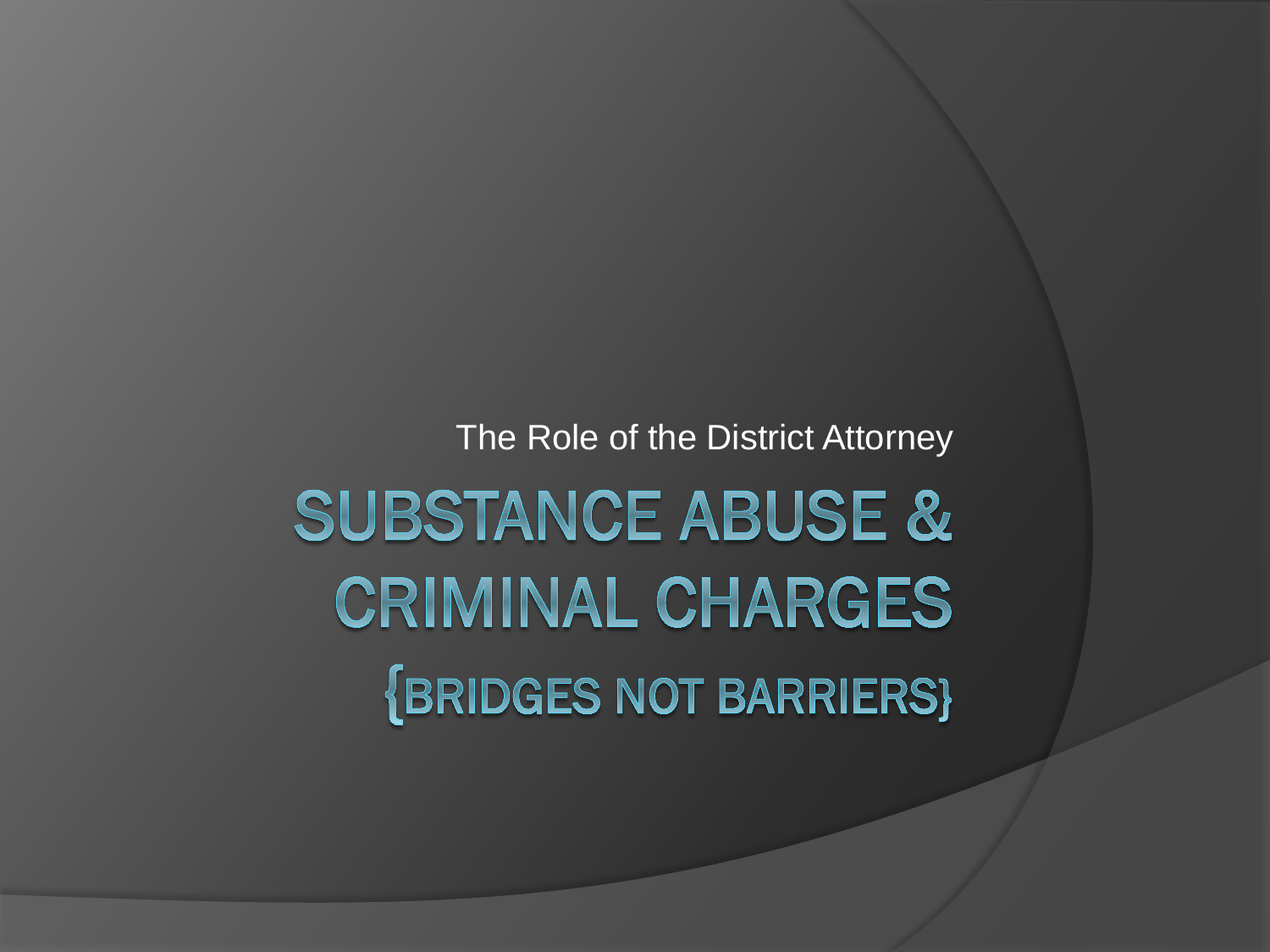The Role of the District Attorney

# SUBSTANCE ABUSE & CRIMINAL CHARGES

## {BRIDGES NOT BARRIERS}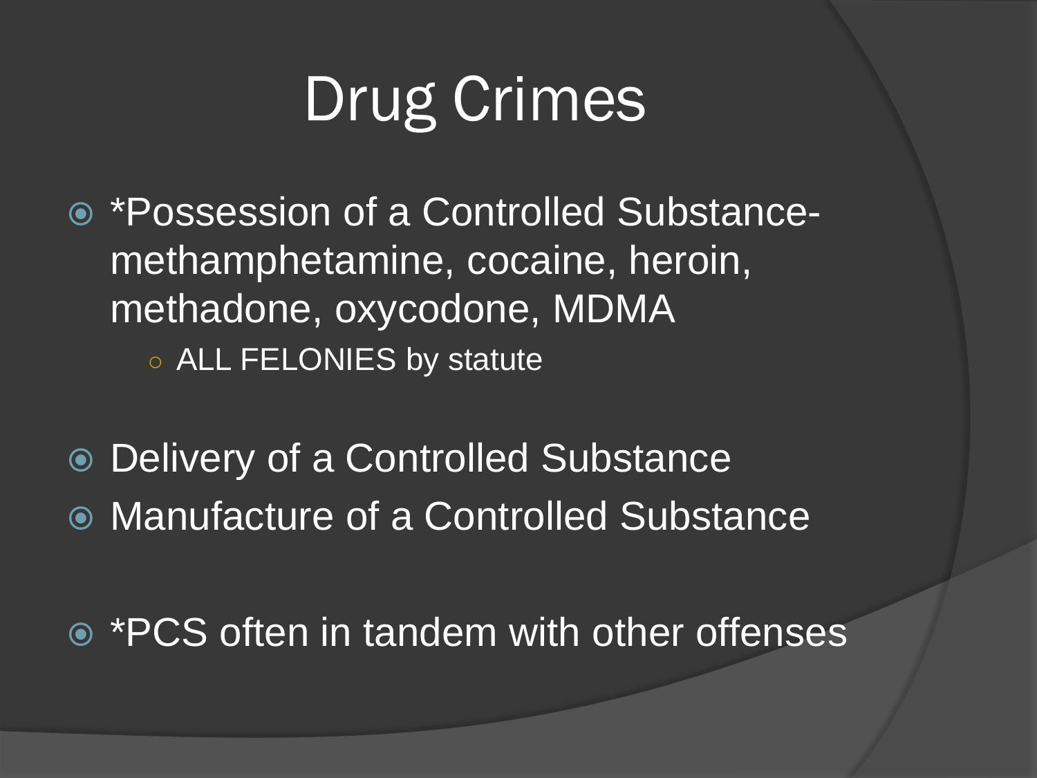# Drug Crimes

- *Possession of a Controlled Substance- methamphetamine, cocaine, heroin, methadone, oxycodone, MDMA
  - ALL FELONIES by statute

- Delivery of a Controlled Substance
- Manufacture of a Controlled Substance

- *PCS often in tandem with other offenses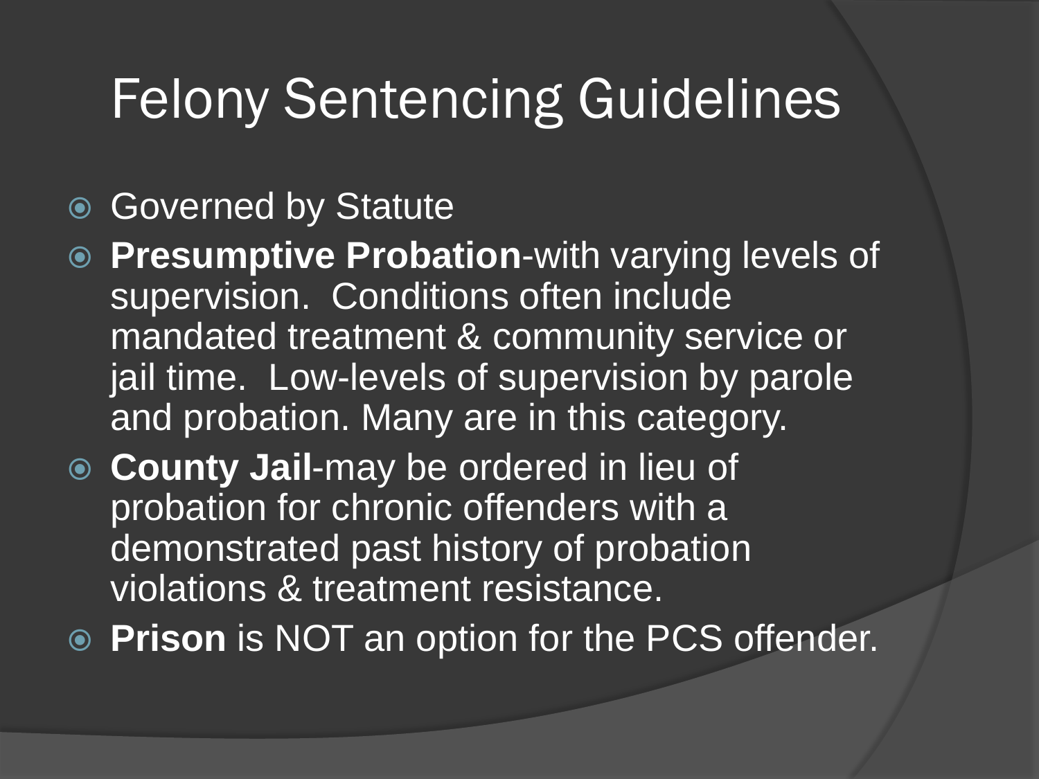# Felony Sentencing Guidelines

- Governed by Statute
- **Presumptive Probation**-with varying levels of supervision. Conditions often include mandated treatment & community service or jail time. Low-levels of supervision by parole and probation. Many are in this category.
- **County Jail**-may be ordered in lieu of probation for chronic offenders with a demonstrated past history of probation violations & treatment resistance.
- **Prison** is NOT an option for the PCS offender.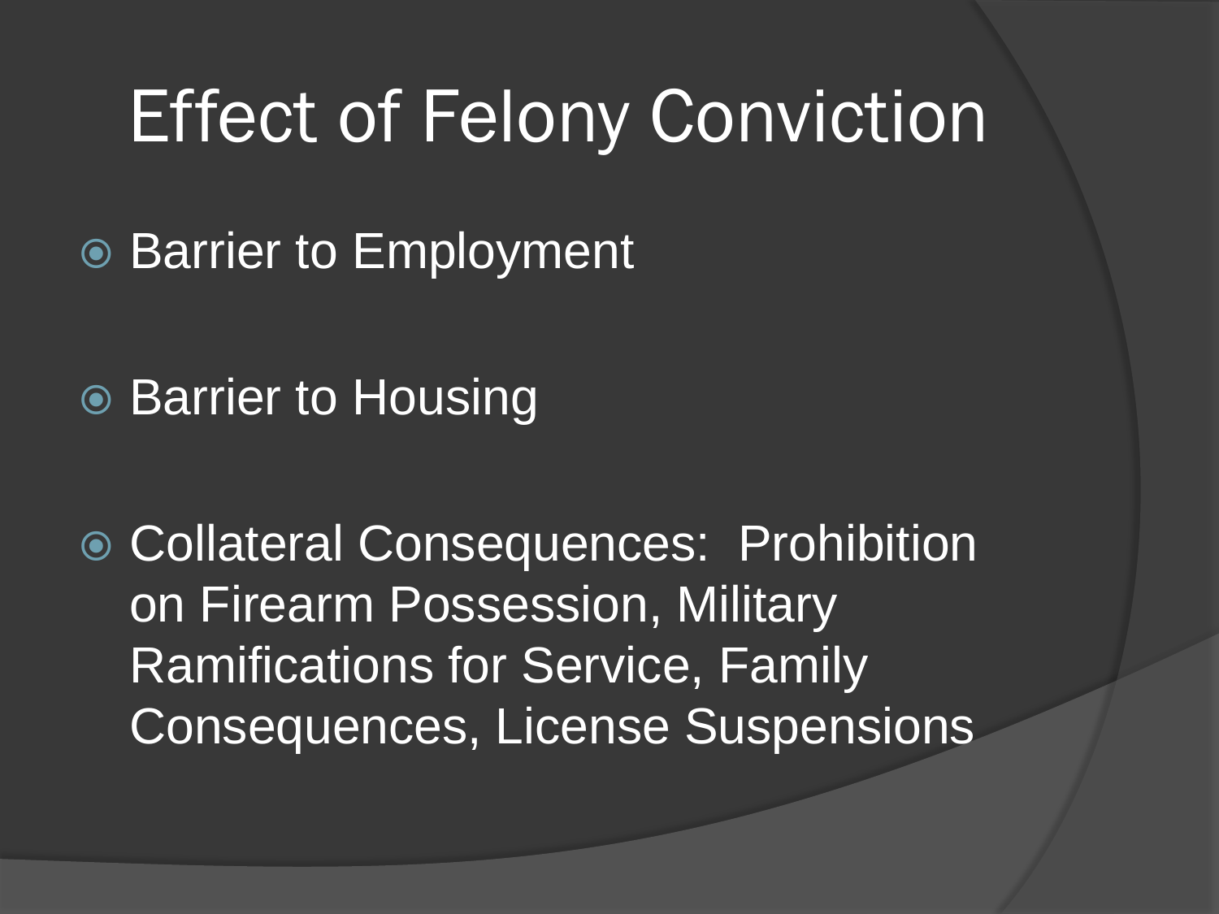# Effect of Felony Conviction

- Barrier to Employment
- Barrier to Housing
- Collateral Consequences: Prohibition on Firearm Possession, Military Ramifications for Service, Family Consequences, License Suspensions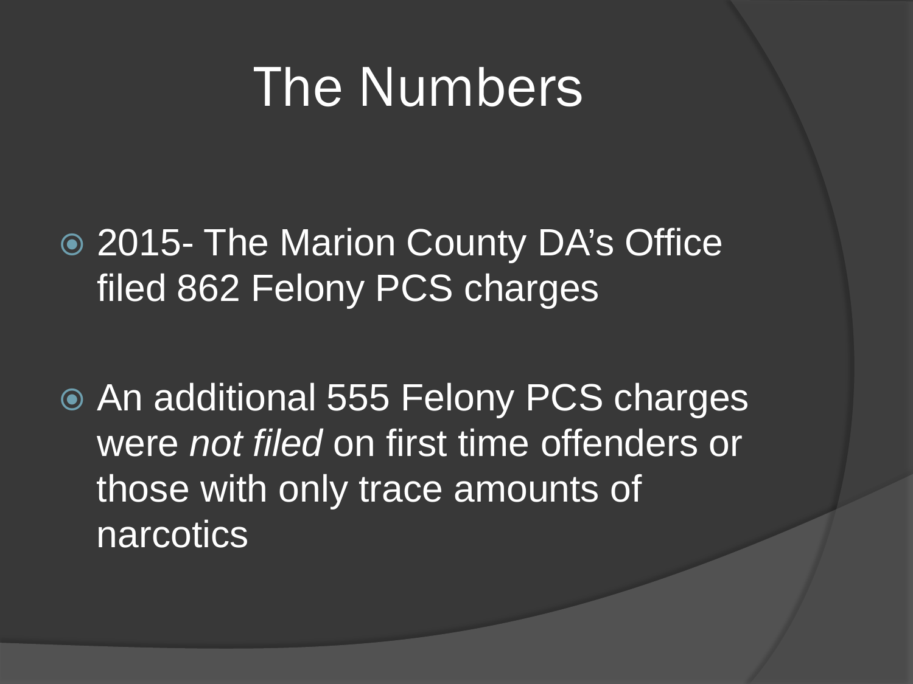# The Numbers

- 2015- The Marion County DA's Office filed 862 Felony PCS charges
- An additional 555 Felony PCS charges were *not filed* on first time offenders or those with only trace amounts of narcotics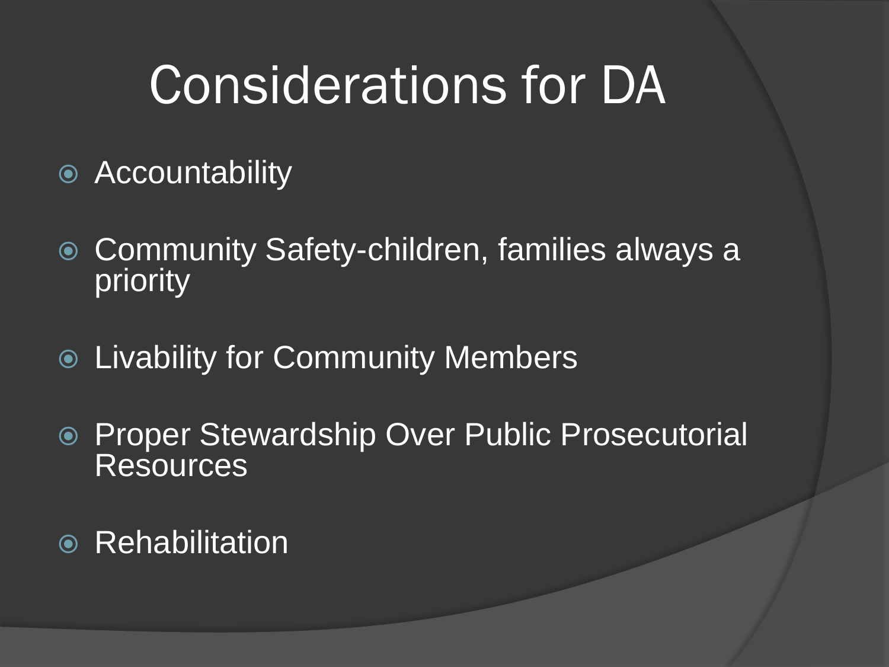# Considerations for DA

- Accountability
- Community Safety-children, families always a priority
- Livability for Community Members
- Proper Stewardship Over Public Prosecutorial Resources
- Rehabilitation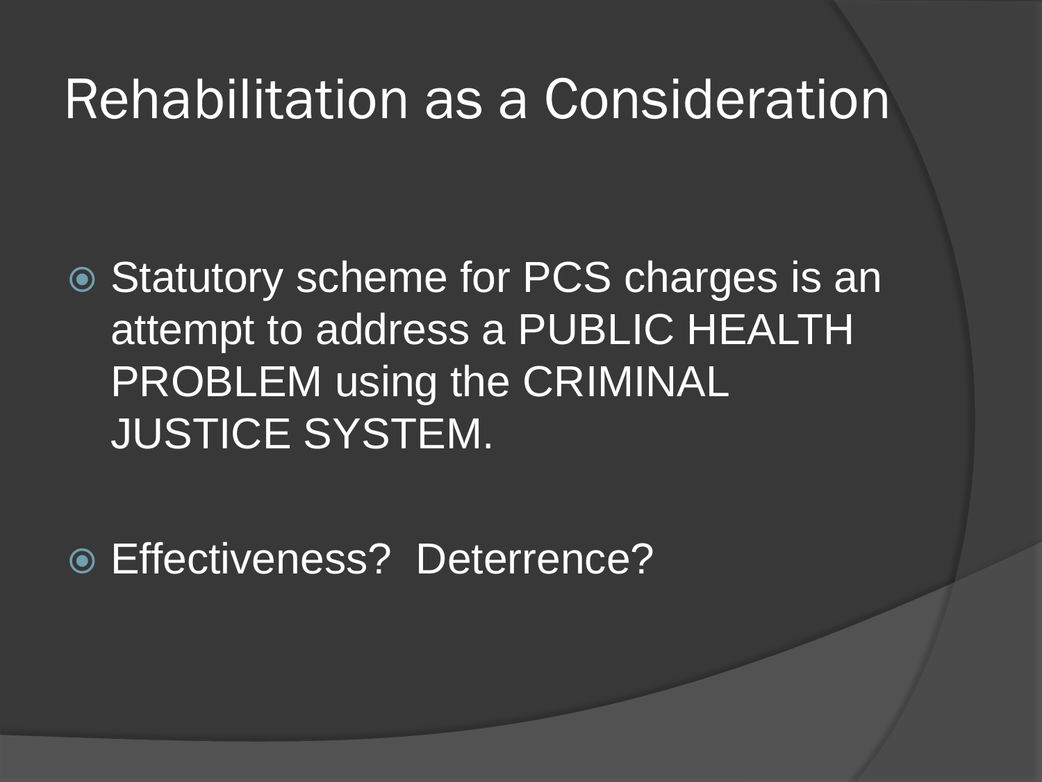# Rehabilitation as a Consideration

- Statutory scheme for PCS charges is an attempt to address a PUBLIC HEALTH PROBLEM using the CRIMINAL JUSTICE SYSTEM.

- Effectiveness? Deterrence?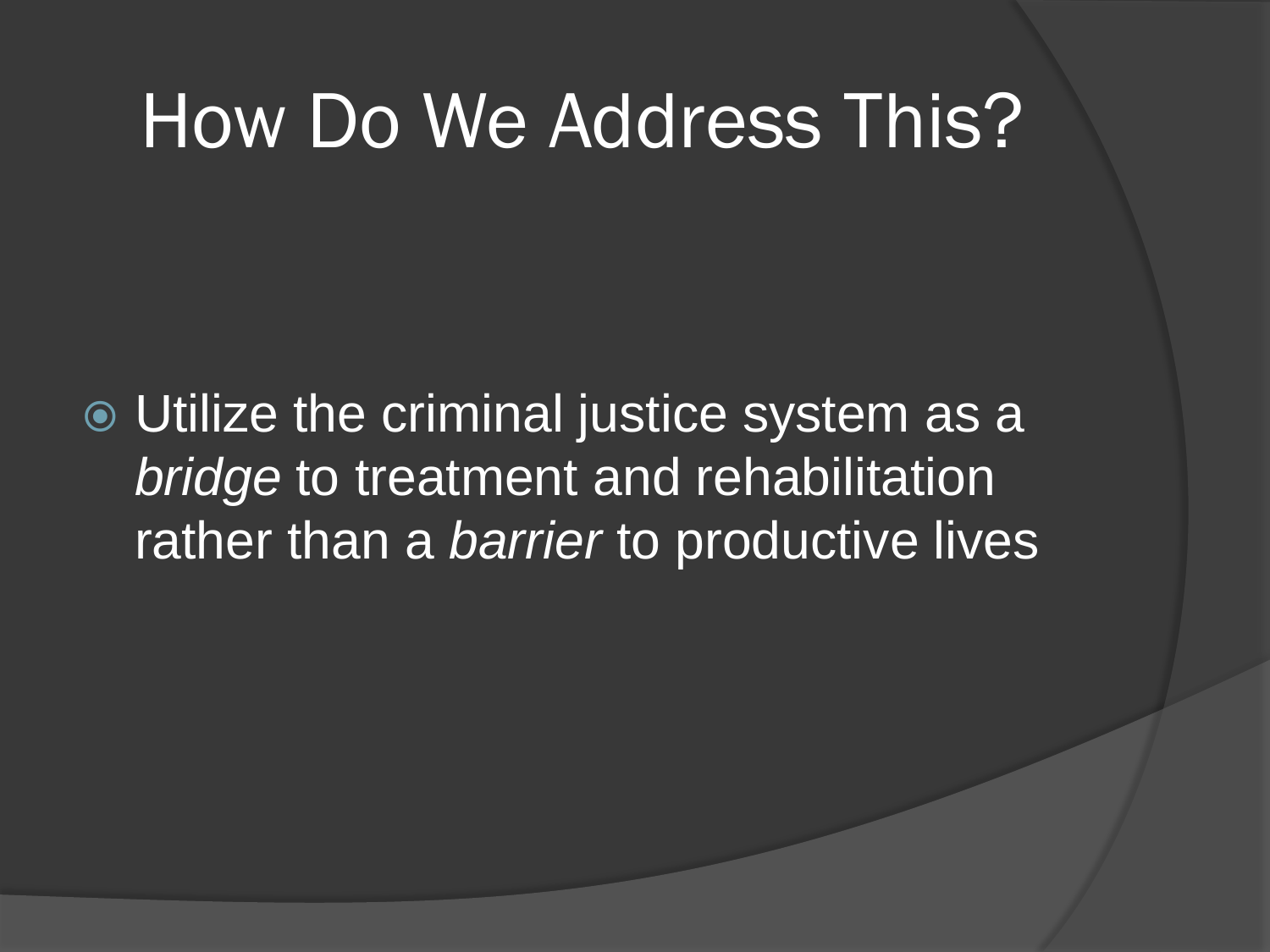# How Do We Address This?

- Utilize the criminal justice system as a *bridge* to treatment and rehabilitation rather than a *barrier* to productive lives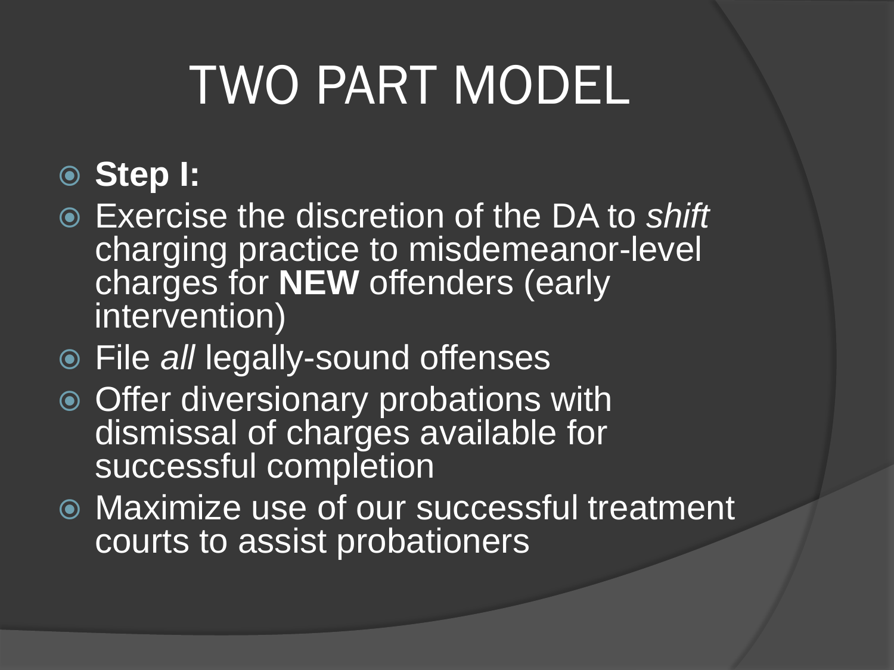# TWO PART MODEL

- **Step I:**
- Exercise the discretion of the DA to *shift* charging practice to misdemeanor-level charges for **NEW** offenders (early intervention)
- File *all* legally-sound offenses
- Offer diversionary probations with dismissal of charges available for successful completion
- Maximize use of our successful treatment courts to assist probationers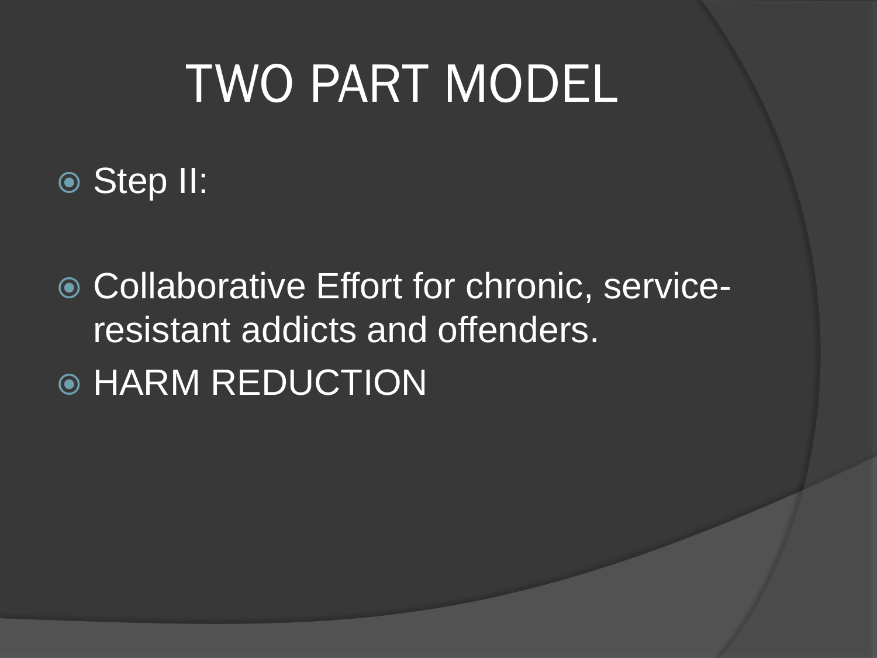# TWO PART MODEL

- Step II:

- Collaborative Effort for chronic, service-resistant addicts and offenders.
- HARM REDUCTION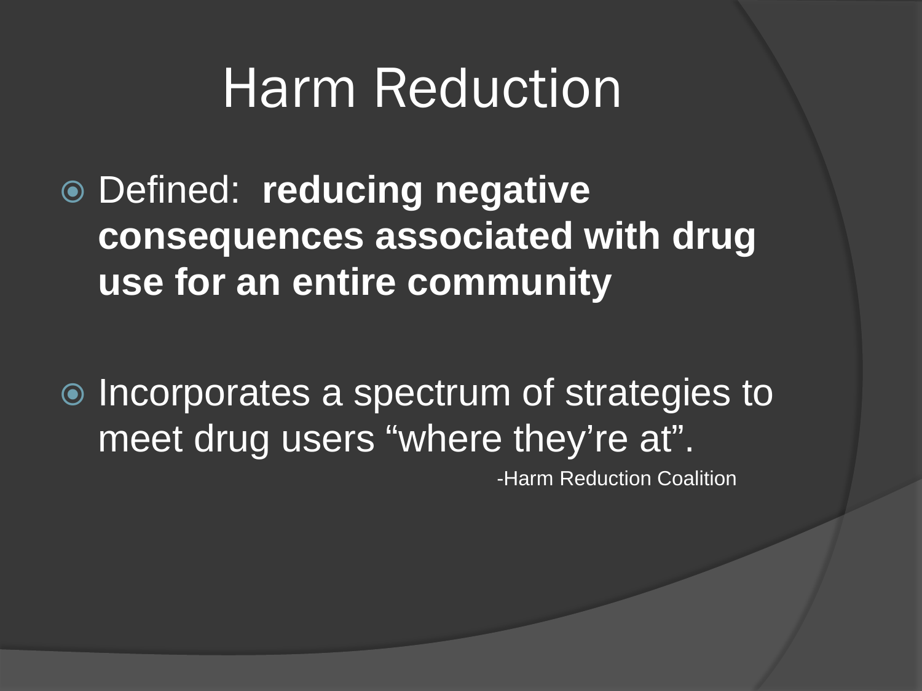# Harm Reduction

- Defined: **reducing negative consequences associated with drug use for an entire community**
- Incorporates a spectrum of strategies to meet drug users "where they're at".

-Harm Reduction Coalition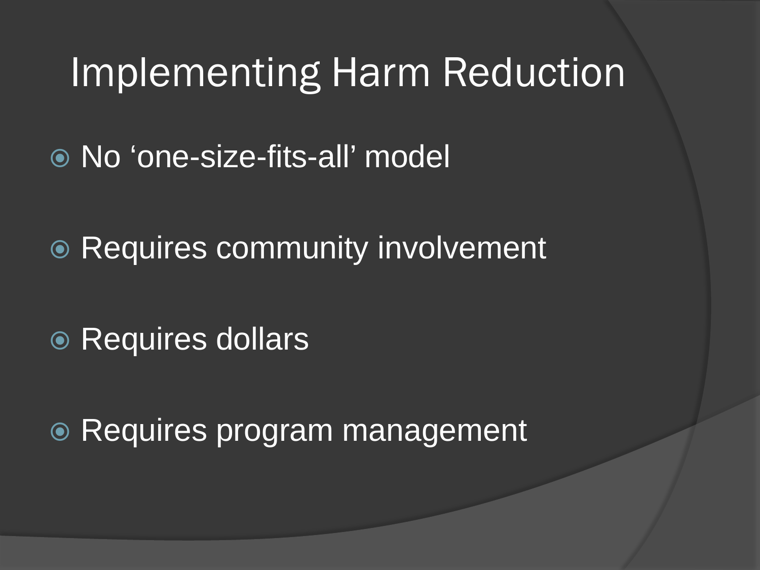# Implementing Harm Reduction

- No 'one-size-fits-all' model
- Requires community involvement
- Requires dollars
- Requires program management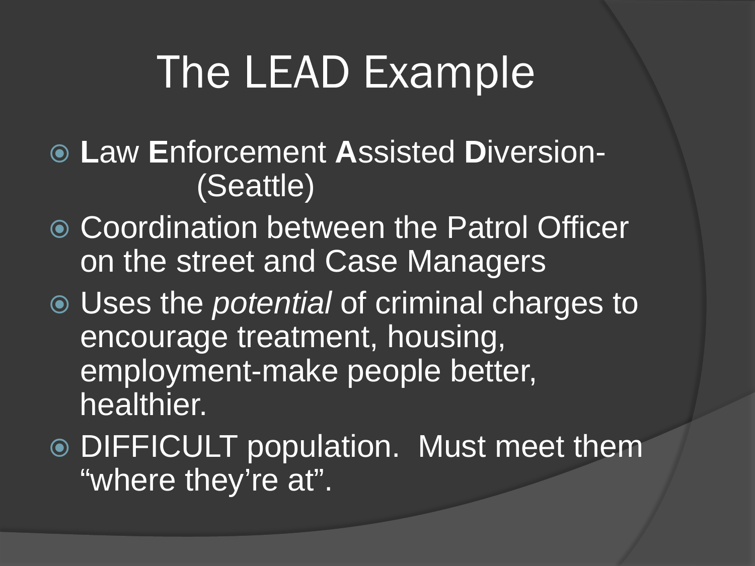# The LEAD Example

- **L**aw **E**nforcement **A**ssisted **D**iversion- (Seattle)
- Coordination between the Patrol Officer on the street and Case Managers
- Uses the *potential* of criminal charges to encourage treatment, housing, employment-make people better, healthier.
- DIFFICULT population. Must meet them "where they're at".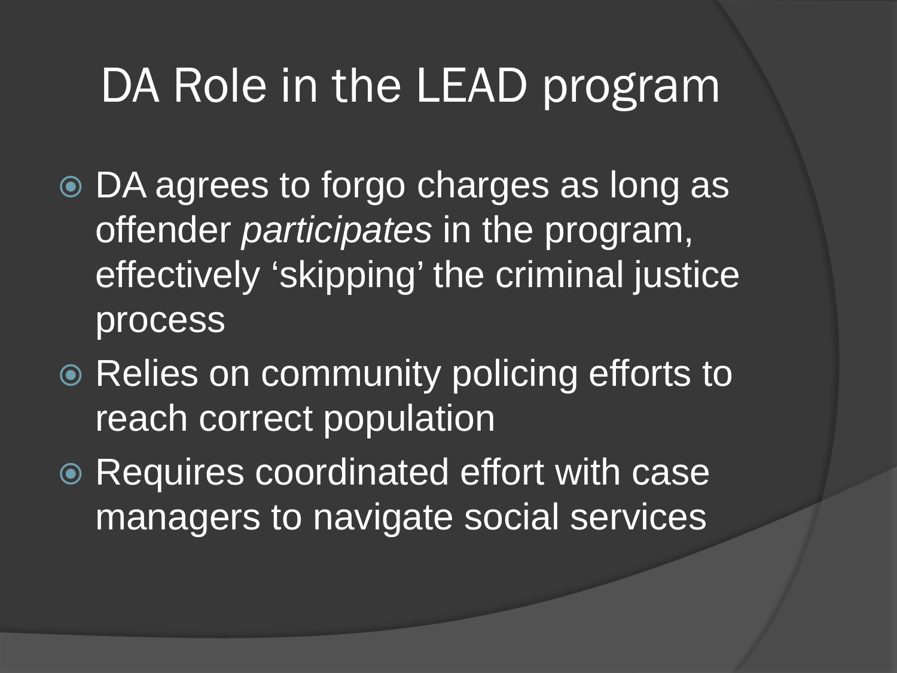# DA Role in the LEAD program

- DA agrees to forgo charges as long as offender *participates* in the program, effectively 'skipping' the criminal justice process
- Relies on community policing efforts to reach correct population
- Requires coordinated effort with case managers to navigate social services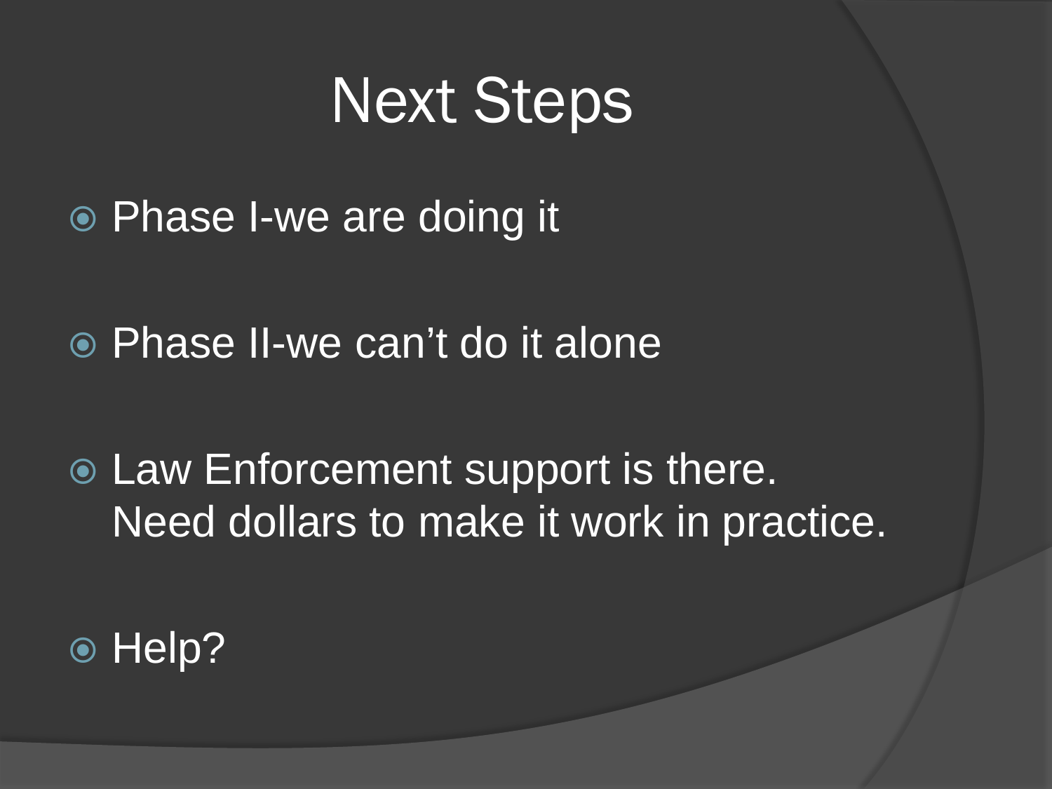# Next Steps

- Phase I-we are doing it
- Phase II-we can’t do it alone
- Law Enforcement support is there. Need dollars to make it work in practice.
- Help?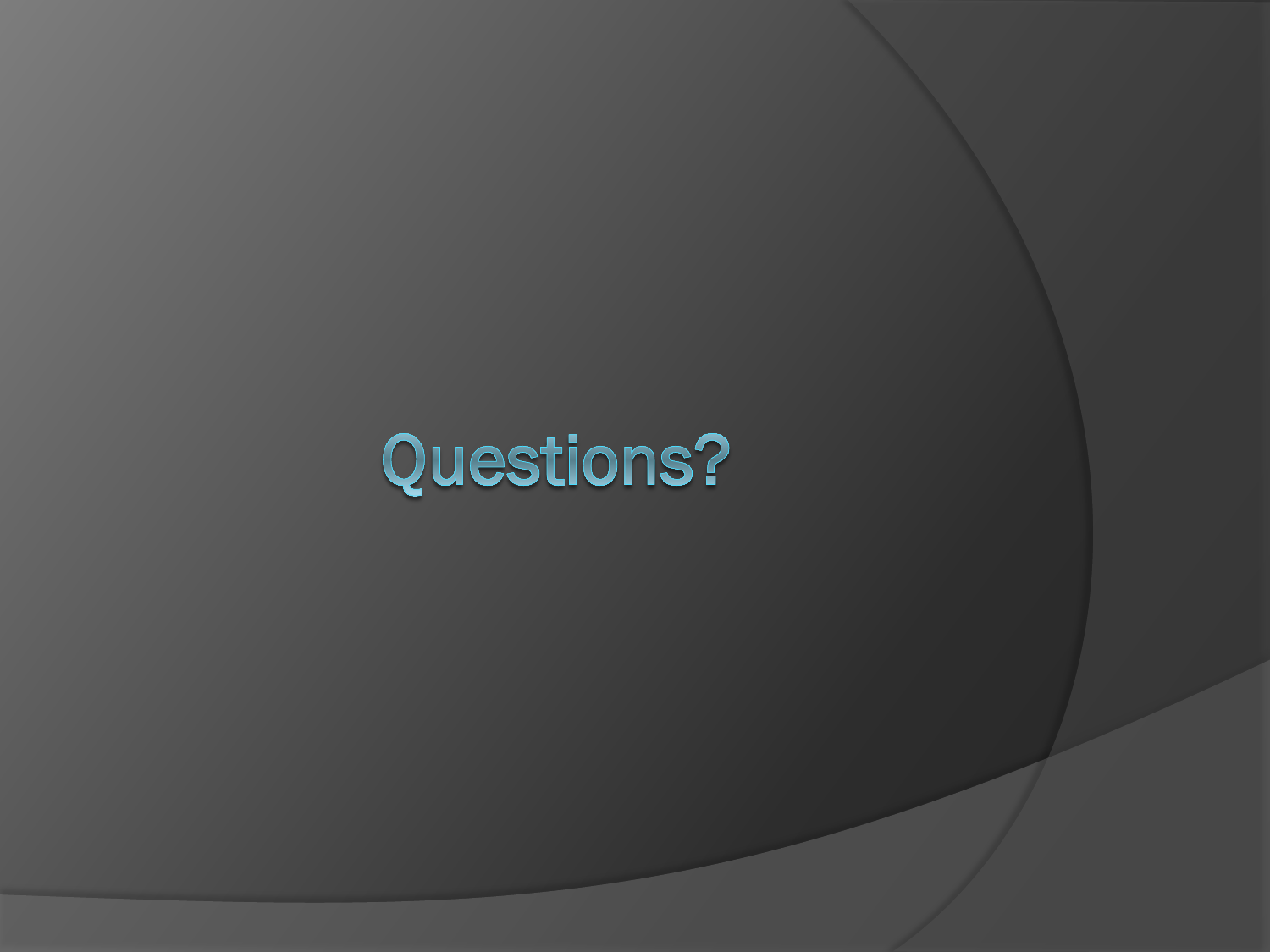# Questions?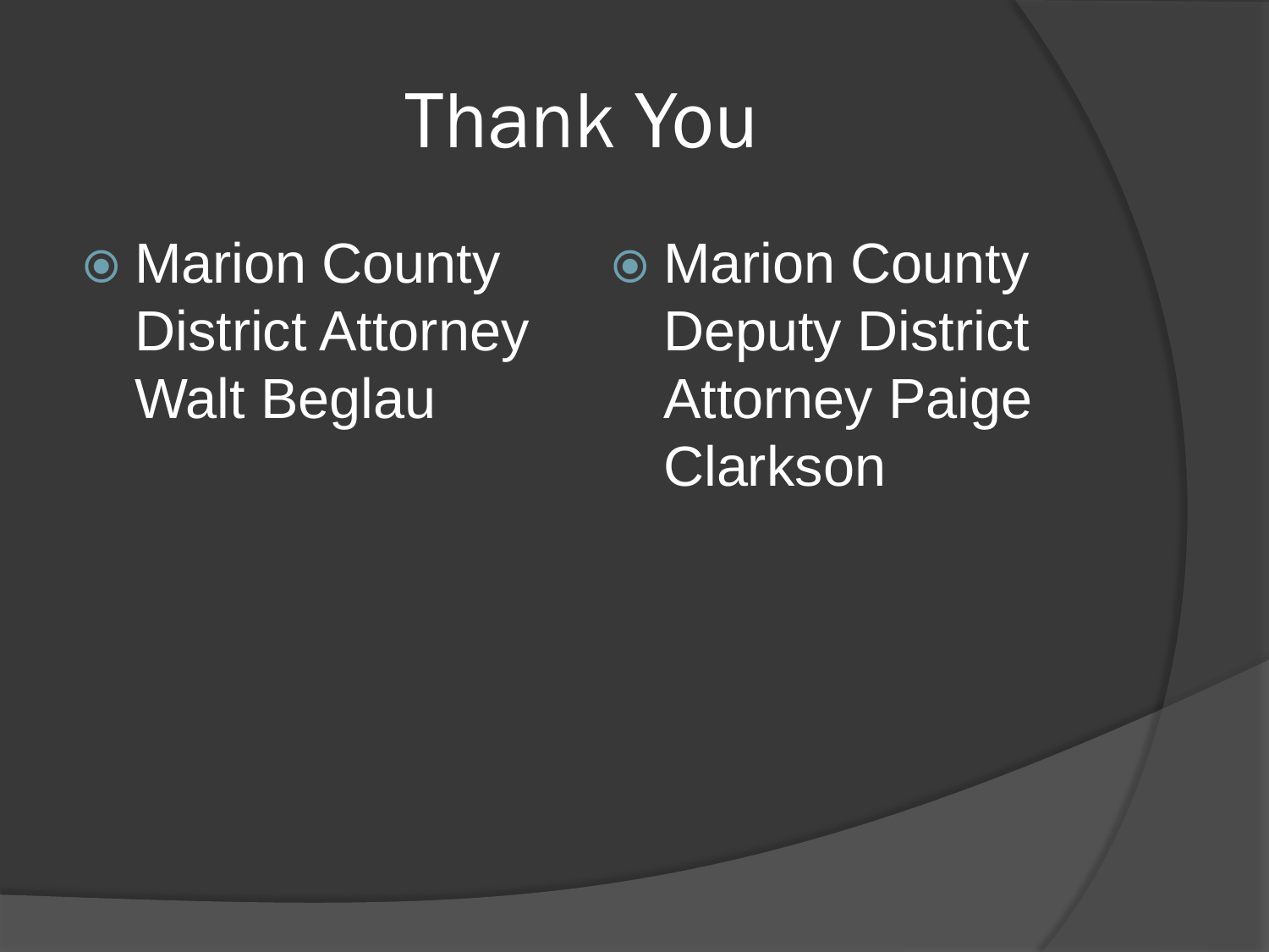# Thank You

- Marion County District Attorney Walt Beglau
- Marion County Deputy District Attorney Paige Clarkson